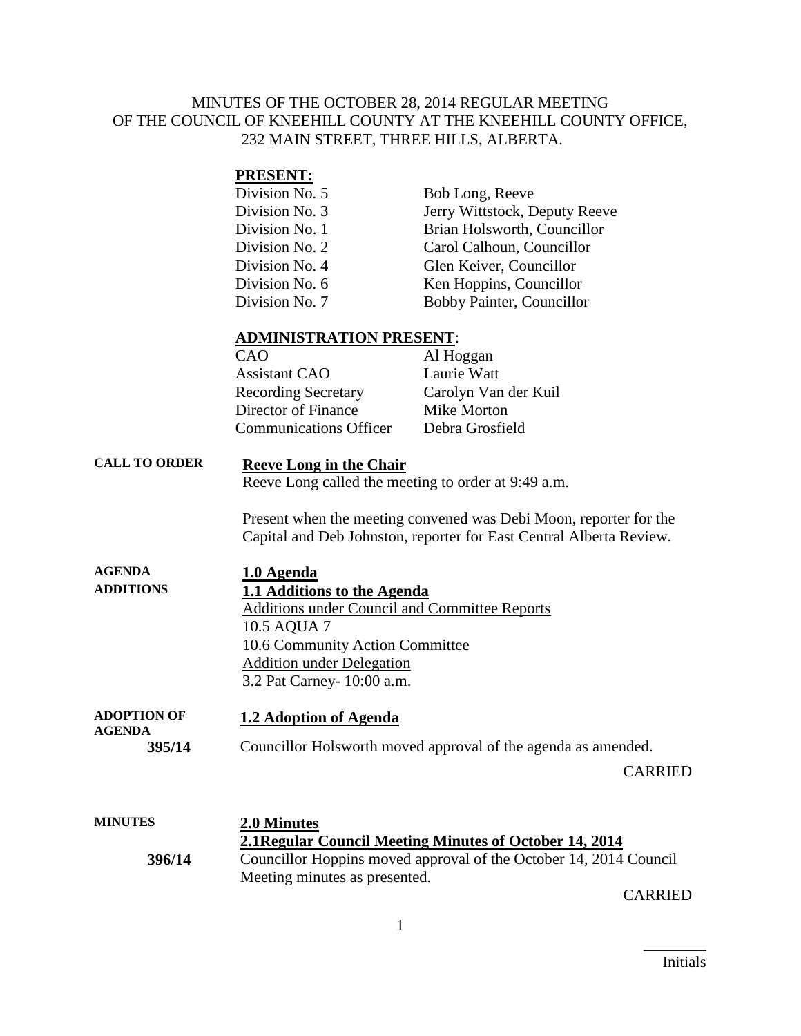MINUTES OF THE OCTOBER 28, 2014 REGULAR MEETING OF THE COUNCIL OF KNEEHILL COUNTY AT THE KNEEHILL COUNTY OFFICE, 232 MAIN STREET, THREE HILLS, ALBERTA.

**PRESENT:**

| | |
|---|---|
| Division No. 5 | Bob Long, Reeve |
| Division No. 3 | Jerry Wittstock, Deputy Reeve |
| Division No. 1 | Brian Holsworth, Councillor |
| Division No. 2 | Carol Calhoun, Councillor |
| Division No. 4 | Glen Keiver, Councillor |
| Division No. 6 | Ken Hoppins, Councillor |
| Division No. 7 | Bobby Painter, Councillor |

**ADMINISTRATION PRESENT**:

| | |
|---|---|
| CAO | Al Hoggan |
| Assistant CAO | Laurie Watt |
| Recording Secretary | Carolyn Van der Kuil |
| Director of Finance | Mike Morton |
| Communications Officer | Debra Grosfield |

**CALL TO ORDER**

**Reeve Long in the Chair**

Reeve Long called the meeting to order at 9:49 a.m.

Present when the meeting convened was Debi Moon, reporter for the Capital and Deb Johnston, reporter for East Central Alberta Review.

**AGENDA ADDITIONS**

**1.0 Agenda**

**1.1 Additions to the Agenda**

Additions under Council and Committee Reports

10.5 AQUA 7

10.6 Community Action Committee

Addition under Delegation

3.2 Pat Carney- 10:00 a.m.

**ADOPTION OF AGENDA**

**1.2 Adoption of Agenda**

**395/14** Councillor Holsworth moved approval of the agenda as amended.

CARRIED

**MINUTES**

**2.0 Minutes**

**2.1Regular Council Meeting Minutes of October 14, 2014**

**396/14** Councillor Hoppins moved approval of the October 14, 2014 Council Meeting minutes as presented.

CARRIED

________

Initials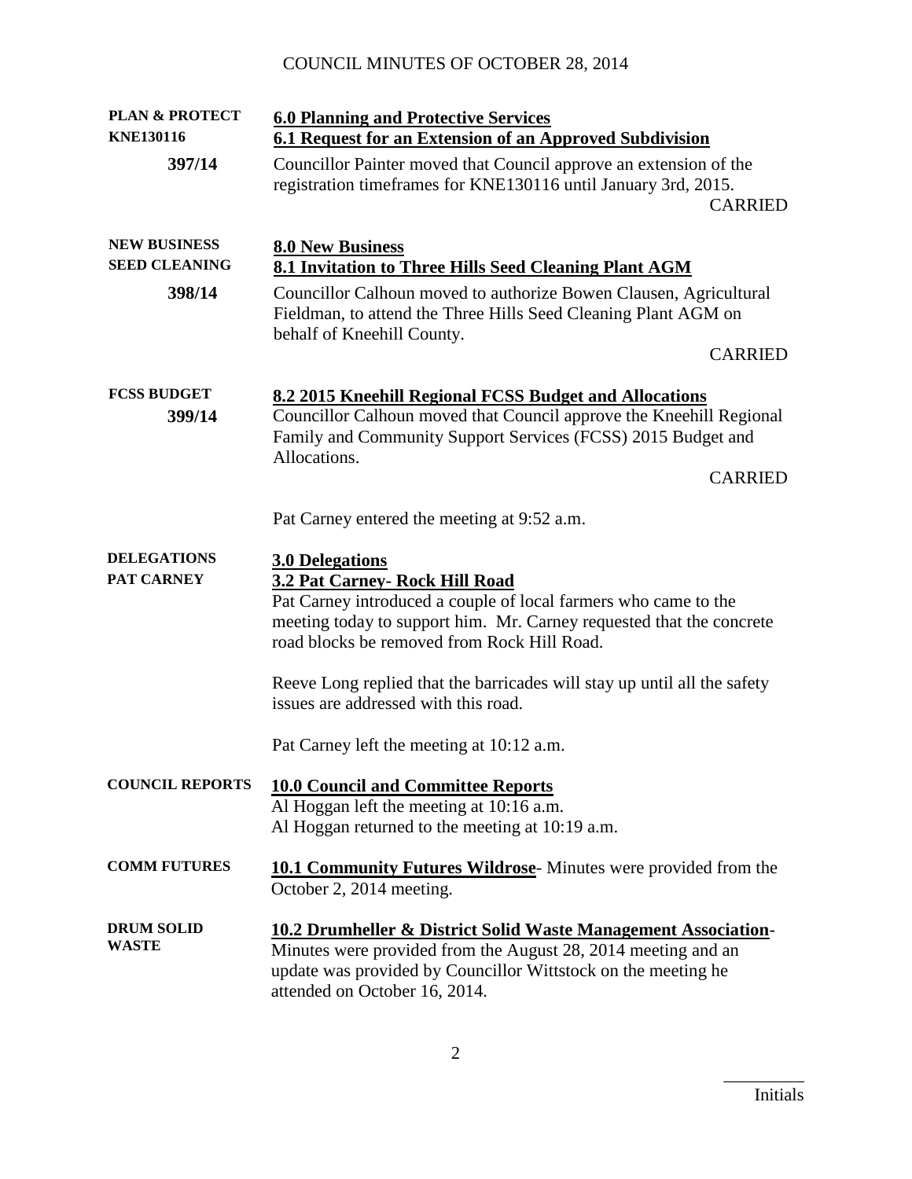**PLAN & PROTECT**
**KNE130116**

**6.0 Planning and Protective Services**

**6.1 Request for an Extension of an Approved Subdivision**

**397/14** Councillor Painter moved that Council approve an extension of the registration timeframes for KNE130116 until January 3rd, 2015.

CARRIED

**NEW BUSINESS**
**SEED CLEANING**

**8.0 New Business**

**8.1 Invitation to Three Hills Seed Cleaning Plant AGM**

**398/14** Councillor Calhoun moved to authorize Bowen Clausen, Agricultural Fieldman, to attend the Three Hills Seed Cleaning Plant AGM on behalf of Kneehill County.

CARRIED

**FCSS BUDGET**

**8.2 2015 Kneehill Regional FCSS Budget and Allocations**

**399/14** Councillor Calhoun moved that Council approve the Kneehill Regional Family and Community Support Services (FCSS) 2015 Budget and Allocations.

CARRIED

Pat Carney entered the meeting at 9:52 a.m.

**DELEGATIONS**
**PAT CARNEY**

**3.0 Delegations**

**3.2 Pat Carney- Rock Hill Road**

Pat Carney introduced a couple of local farmers who came to the meeting today to support him. Mr. Carney requested that the concrete road blocks be removed from Rock Hill Road.

Reeve Long replied that the barricades will stay up until all the safety issues are addressed with this road.

Pat Carney left the meeting at 10:12 a.m.

**COUNCIL REPORTS**

**10.0 Council and Committee Reports**

Al Hoggan left the meeting at 10:16 a.m.
Al Hoggan returned to the meeting at 10:19 a.m.

**COMM FUTURES**

**10.1 Community Futures Wildrose**- Minutes were provided from the October 2, 2014 meeting.

**DRUM SOLID WASTE**

**10.2 Drumheller & District Solid Waste Management Association**- Minutes were provided from the August 28, 2014 meeting and an update was provided by Councillor Wittstock on the meeting he attended on October 16, 2014.

_________
Initials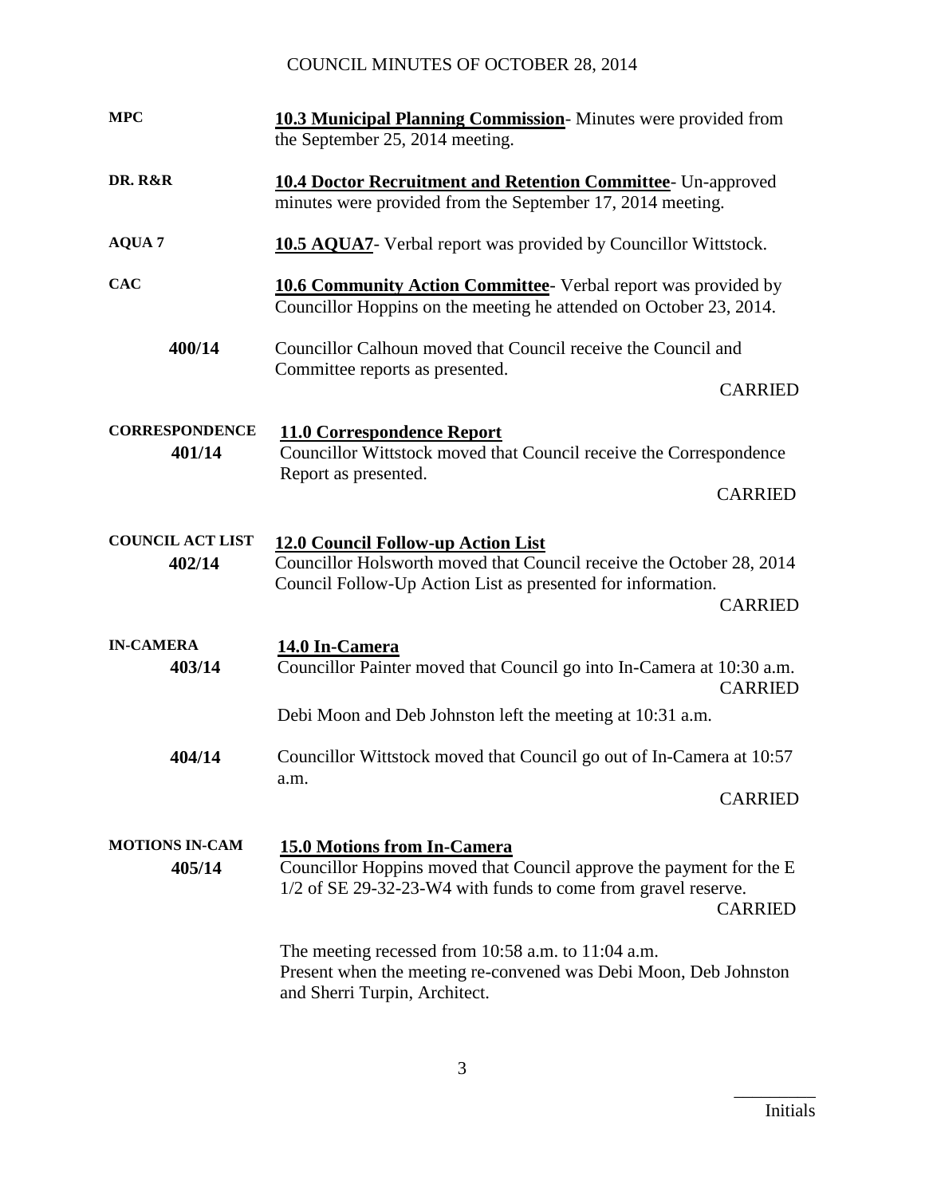**MPC** — **10.3 Municipal Planning Commission**- Minutes were provided from the September 25, 2014 meeting.

**DR. R&R** — **10.4 Doctor Recruitment and Retention Committee**- Un-approved minutes were provided from the September 17, 2014 meeting.

**AQUA 7** — **10.5 AQUA7**- Verbal report was provided by Councillor Wittstock.

**CAC** — **10.6 Community Action Committee**- Verbal report was provided by Councillor Hoppins on the meeting he attended on October 23, 2014.

**400/14** — Councillor Calhoun moved that Council receive the Council and Committee reports as presented.

CARRIED

**CORRESPONDENCE**
**401/14**

**11.0 Correspondence Report**

Councillor Wittstock moved that Council receive the Correspondence Report as presented.

CARRIED

**COUNCIL ACT LIST**
**402/14**

**12.0 Council Follow-up Action List**

Councillor Holsworth moved that Council receive the October 28, 2014 Council Follow-Up Action List as presented for information.

CARRIED

**IN-CAMERA**
**403/14**

**14.0 In-Camera**

Councillor Painter moved that Council go into In-Camera at 10:30 a.m.

CARRIED

Debi Moon and Deb Johnston left the meeting at 10:31 a.m.

**404/14** — Councillor Wittstock moved that Council go out of In-Camera at 10:57 a.m.

CARRIED

**MOTIONS IN-CAM**
**405/14**

**15.0 Motions from In-Camera**

Councillor Hoppins moved that Council approve the payment for the E 1/2 of SE 29-32-23-W4 with funds to come from gravel reserve.

CARRIED

The meeting recessed from 10:58 a.m. to 11:04 a.m.
Present when the meeting re-convened was Debi Moon, Deb Johnston and Sherri Turpin, Architect.

\_\_\_\_\_\_\_\_\_
Initials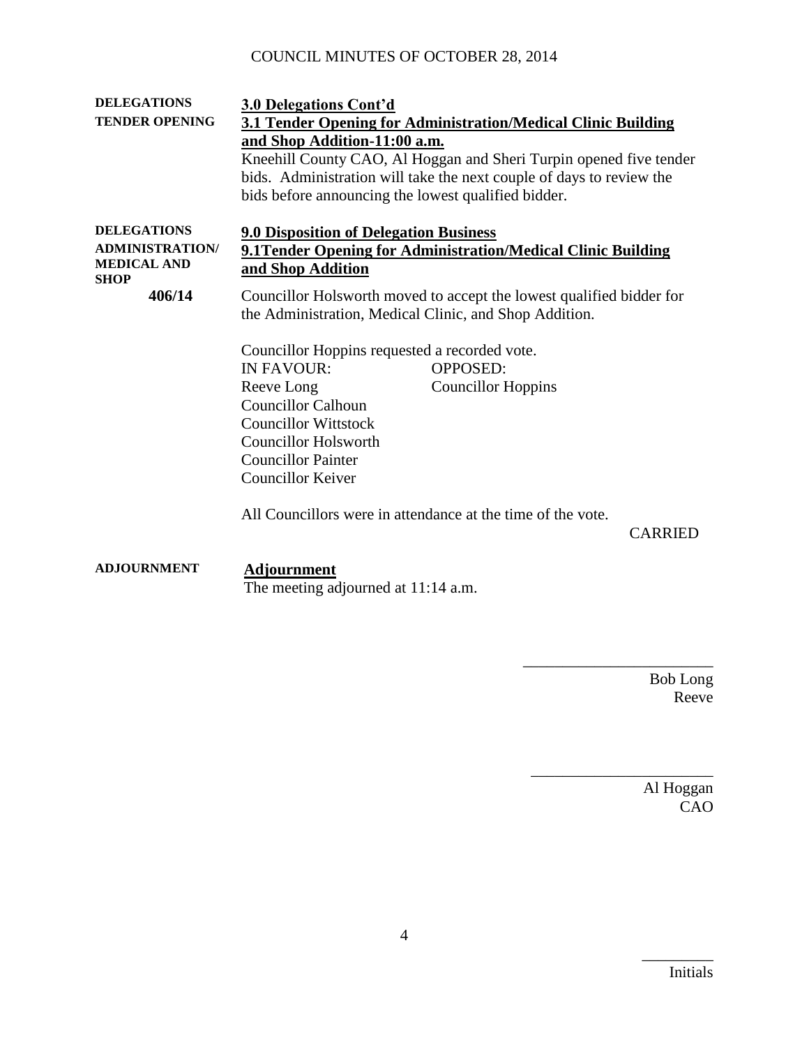**DELEGATIONS**
**TENDER OPENING**

**3.0 Delegations Cont'd**

**3.1 Tender Opening for Administration/Medical Clinic Building and Shop Addition-11:00 a.m.**

Kneehill County CAO, Al Hoggan and Sheri Turpin opened five tender bids. Administration will take the next couple of days to review the bids before announcing the lowest qualified bidder.

**DELEGATIONS**
**ADMINISTRATION/ MEDICAL AND SHOP**

**9.0 Disposition of Delegation Business**

**9.1Tender Opening for Administration/Medical Clinic Building and Shop Addition**

**406/14**

Councillor Holsworth moved to accept the lowest qualified bidder for the Administration, Medical Clinic, and Shop Addition.

Councillor Hoppins requested a recorded vote.

| IN FAVOUR: | OPPOSED: |
|---|---|
| Reeve Long | Councillor Hoppins |
| Councillor Calhoun | |
| Councillor Wittstock | |
| Councillor Holsworth | |
| Councillor Painter | |
| Councillor Keiver | |

All Councillors were in attendance at the time of the vote.

CARRIED

**ADJOURNMENT**

**Adjournment**

The meeting adjourned at 11:14 a.m.

________________________
Bob Long
Reeve

________________________
Al Hoggan
CAO

_________
Initials